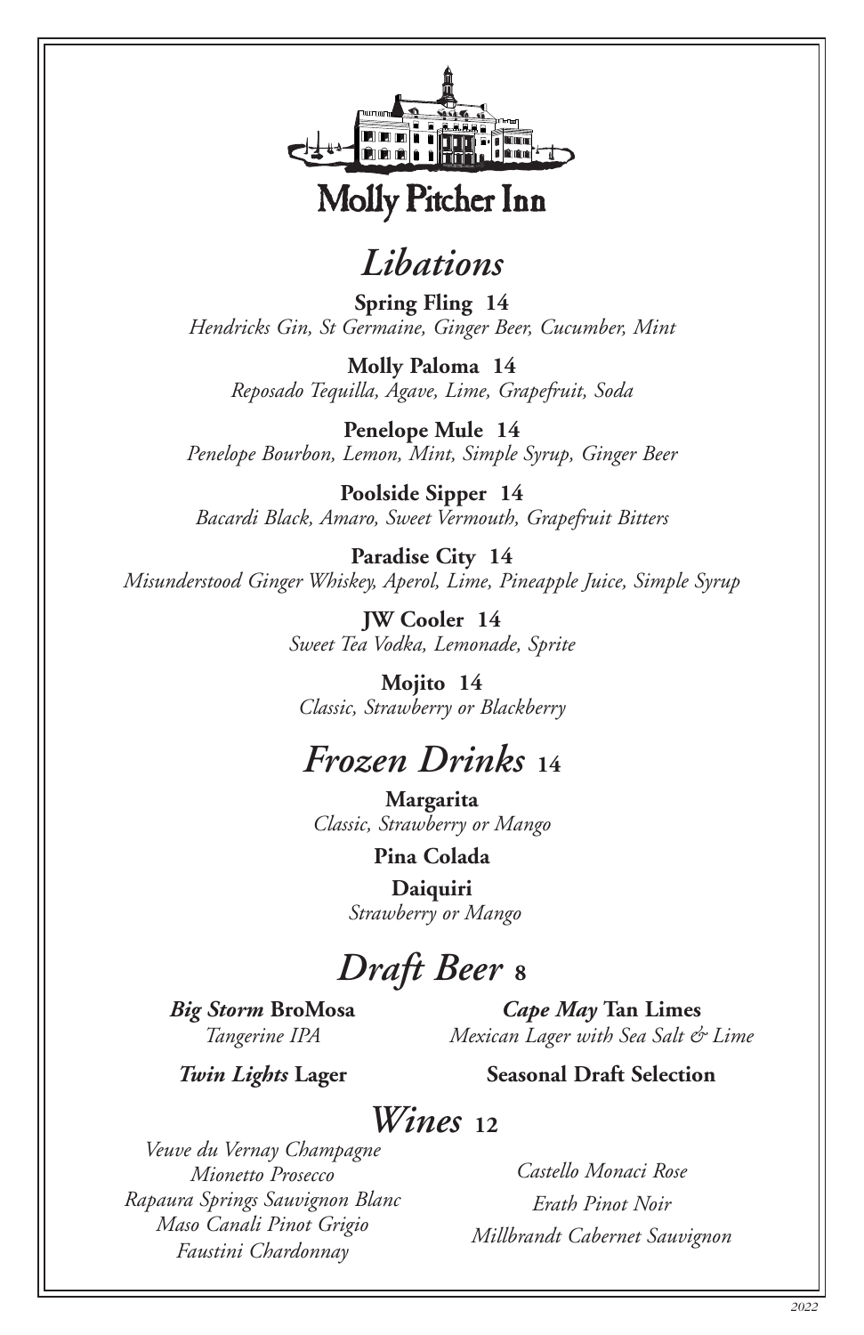# Molly Pitcher Inn

## *Libations*

**Spring Fling 14**
*Hendricks Gin, St Germaine, Ginger Beer, Cucumber, Mint*

**Molly Paloma 14**
*Reposado Tequilla, Agave, Lime, Grapefruit, Soda*

**Penelope Mule 14**
*Penelope Bourbon, Lemon, Mint, Simple Syrup, Ginger Beer*

**Poolside Sipper 14**
*Bacardi Black, Amaro, Sweet Vermouth, Grapefruit Bitters*

**Paradise City 14**
*Misunderstood Ginger Whiskey, Aperol, Lime, Pineapple Juice, Simple Syrup*

**JW Cooler 14**
*Sweet Tea Vodka, Lemonade, Sprite*

**Mojito 14**
*Classic, Strawberry or Blackberry*

## *Frozen Drinks* 14

**Margarita**
*Classic, Strawberry or Mango*

**Pina Colada**

**Daiquiri**
*Strawberry or Mango*

## *Draft Beer* 8

***Big Storm* BroMosa**
*Tangerine IPA*

***Twin Lights* Lager**

***Cape May* Tan Limes**
*Mexican Lager with Sea Salt & Lime*

**Seasonal Draft Selection**

## *Wines* 12

*Veuve du Vernay Champagne*
*Mionetto Prosecco*
*Rapaura Springs Sauvignon Blanc*
*Maso Canali Pinot Grigio*
*Faustini Chardonnay*

*Castello Monaci Rose*
*Erath Pinot Noir*
*Millbrandt Cabernet Sauvignon*

*2022*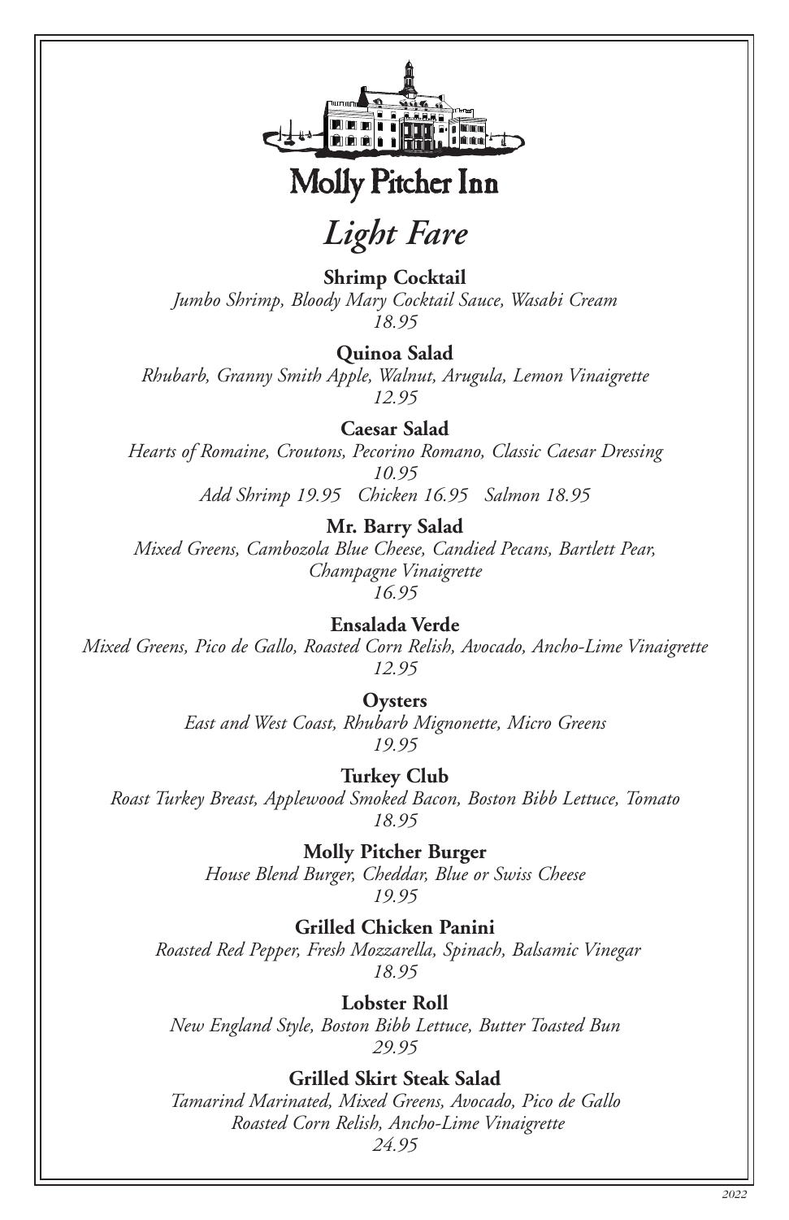# Molly Pitcher Inn

## *Light Fare*

**Shrimp Cocktail**
*Jumbo Shrimp, Bloody Mary Cocktail Sauce, Wasabi Cream*
*18.95*

**Quinoa Salad**
*Rhubarb, Granny Smith Apple, Walnut, Arugula, Lemon Vinaigrette*
*12.95*

**Caesar Salad**
*Hearts of Romaine, Croutons, Pecorino Romano, Classic Caesar Dressing*
*10.95*
*Add Shrimp 19.95 Chicken 16.95 Salmon 18.95*

**Mr. Barry Salad**
*Mixed Greens, Cambozola Blue Cheese, Candied Pecans, Bartlett Pear, Champagne Vinaigrette*
*16.95*

**Ensalada Verde**
*Mixed Greens, Pico de Gallo, Roasted Corn Relish, Avocado, Ancho-Lime Vinaigrette*
*12.95*

**Oysters**
*East and West Coast, Rhubarb Mignonette, Micro Greens*
*19.95*

**Turkey Club**
*Roast Turkey Breast, Applewood Smoked Bacon, Boston Bibb Lettuce, Tomato*
*18.95*

**Molly Pitcher Burger**
*House Blend Burger, Cheddar, Blue or Swiss Cheese*
*19.95*

**Grilled Chicken Panini**
*Roasted Red Pepper, Fresh Mozzarella, Spinach, Balsamic Vinegar*
*18.95*

**Lobster Roll**
*New England Style, Boston Bibb Lettuce, Butter Toasted Bun*
*29.95*

**Grilled Skirt Steak Salad**
*Tamarind Marinated, Mixed Greens, Avocado, Pico de Gallo Roasted Corn Relish, Ancho-Lime Vinaigrette*
*24.95*

*2022*